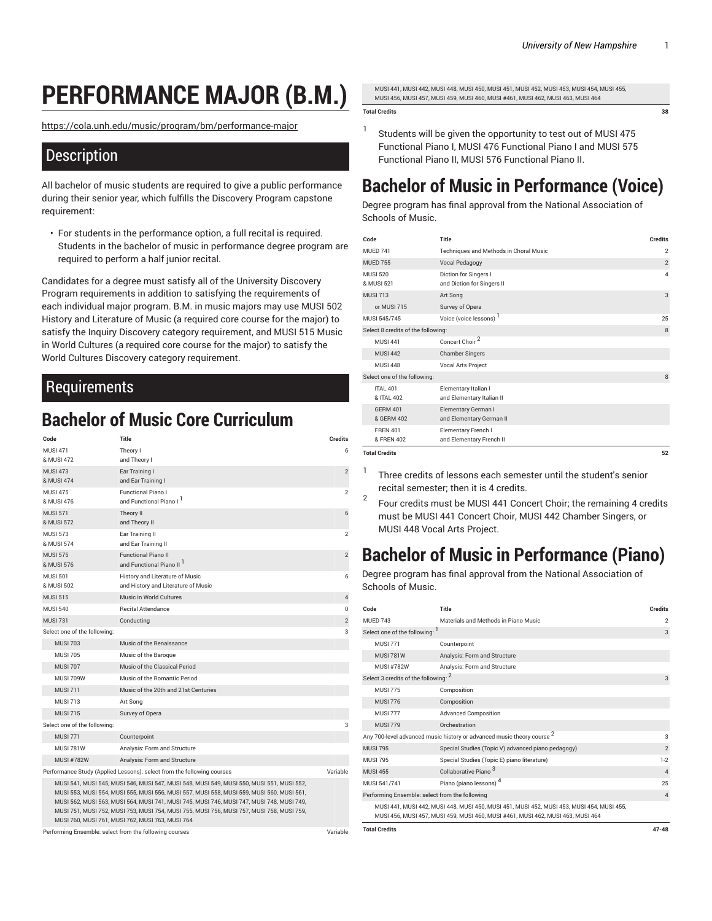# PERFORMANCE MAJOR (B.M.)

https://cola.unh.edu/music/program/bm/performance-major

## Description

All bachelor of music students are required to give a public performance during their senior year, which fulfills the Discovery Program capstone requirement:

- For students in the performance option, a full recital is required. Students in the bachelor of music in performance degree program are required to perform a half junior recital.

Candidates for a degree must satisfy all of the University Discovery Program requirements in addition to satisfying the requirements of each individual major program. B.M. in music majors may use MUSI 502 History and Literature of Music (a required core course for the major) to satisfy the Inquiry Discovery category requirement, and MUSI 515 Music in World Cultures (a required core course for the major) to satisfy the World Cultures Discovery category requirement.

## Requirements

## Bachelor of Music Core Curriculum

| Code | Title | Credits |
|---|---|---|
| MUSI 471 & MUSI 472 | Theory I and Theory I | 6 |
| MUSI 473 & MUSI 474 | Ear Training I and Ear Training I | 2 |
| MUSI 475 & MUSI 476 | Functional Piano I and Functional Piano I [1] | 2 |
| MUSI 571 & MUSI 572 | Theory II and Theory II | 6 |
| MUSI 573 & MUSI 574 | Ear Training II and Ear Training II | 2 |
| MUSI 575 & MUSI 576 | Functional Piano II and Functional Piano II [1] | 2 |
| MUSI 501 & MUSI 502 | History and Literature of Music and History and Literature of Music | 6 |
| MUSI 515 | Music in World Cultures | 4 |
| MUSI 540 | Recital Attendance | 0 |
| MUSI 731 | Conducting | 2 |
| Select one of the following: | | 3 |
| MUSI 703 | Music of the Renaissance | |
| MUSI 705 | Music of the Baroque | |
| MUSI 707 | Music of the Classical Period | |
| MUSI 709W | Music of the Romantic Period | |
| MUSI 711 | Music of the 20th and 21st Centuries | |
| MUSI 713 | Art Song | |
| MUSI 715 | Survey of Opera | |
| Select one of the following: | | 3 |
| MUSI 771 | Counterpoint | |
| MUSI 781W | Analysis: Form and Structure | |
| MUSI #782W | Analysis: Form and Structure | |
| Performance Study (Applied Lessons): select from the following courses | | Variable |
| MUSI 541, MUSI 545, MUSI 546, MUSI 547, MUSI 548, MUSI 549, MUSI 550, MUSI 551, MUSI 552, MUSI 553, MUSI 554, MUSI 555, MUSI 556, MUSI 557, MUSI 558, MUSI 559, MUSI 560, MUSI 561, MUSI 562, MUSI 563, MUSI 564, MUSI 741, MUSI 745, MUSI 746, MUSI 747, MUSI 748, MUSI 749, MUSI 751, MUSI 752, MUSI 753, MUSI 754, MUSI 755, MUSI 756, MUSI 757, MUSI 758, MUSI 759, MUSI 760, MUSI 761, MUSI 762, MUSI 763, MUSI 764 | | |
| Performing Ensemble: select from the following courses | | Variable |
| MUSI 441, MUSI 442, MUSI 448, MUSI 450, MUSI 451, MUSI 452, MUSI 453, MUSI 454, MUSI 455, MUSI 456, MUSI 457, MUSI 459, MUSI 460, MUSI #461, MUSI 462, MUSI 463, MUSI 464 | | |
| **Total Credits** | | **38** |

1. Students will be given the opportunity to test out of MUSI 475 Functional Piano I, MUSI 476 Functional Piano I and MUSI 575 Functional Piano II, MUSI 576 Functional Piano II.

## Bachelor of Music in Performance (Voice)

Degree program has final approval from the National Association of Schools of Music.

| Code | Title | Credits |
|---|---|---|
| MUED 741 | Techniques and Methods in Choral Music | 2 |
| MUED 755 | Vocal Pedagogy | 2 |
| MUSI 520 & MUSI 521 | Diction for Singers I and Diction for Singers II | 4 |
| MUSI 713 | Art Song | 3 |
| or MUSI 715 | Survey of Opera | |
| MUSI 545/745 | Voice (voice lessons) [1] | 25 |
| Select 8 credits of the following: | | 8 |
| MUSI 441 | Concert Choir [2] | |
| MUSI 442 | Chamber Singers | |
| MUSI 448 | Vocal Arts Project | |
| Select one of the following: | | 8 |
| ITAL 401 & ITAL 402 | Elementary Italian I and Elementary Italian II | |
| GERM 401 & GERM 402 | Elementary German I and Elementary German II | |
| FREN 401 & FREN 402 | Elementary French I and Elementary French II | |
| **Total Credits** | | **52** |

1. Three credits of lessons each semester until the student's senior recital semester; then it is 4 credits.
2. Four credits must be MUSI 441 Concert Choir; the remaining 4 credits must be MUSI 441 Concert Choir, MUSI 442 Chamber Singers, or MUSI 448 Vocal Arts Project.

## Bachelor of Music in Performance (Piano)

Degree program has final approval from the National Association of Schools of Music.

| Code | Title | Credits |
|---|---|---|
| MUED 743 | Materials and Methods in Piano Music | 2 |
| Select one of the following: [1] | | 3 |
| MUSI 771 | Counterpoint | |
| MUSI 781W | Analysis: Form and Structure | |
| MUSI #782W | Analysis: Form and Structure | |
| Select 3 credits of the following: [2] | | 3 |
| MUSI 775 | Composition | |
| MUSI 776 | Composition | |
| MUSI 777 | Advanced Composition | |
| MUSI 779 | Orchestration | |
| Any 700-level advanced music history or advanced music theory course [2] | | 3 |
| MUSI 795 | Special Studies (Topic V) advanced piano pedagogy) | 2 |
| MUSI 795 | Special Studies (Topic E) piano literature) | 1-2 |
| MUSI 455 | Collaborative Piano [3] | 4 |
| MUSI 541/741 | Piano (piano lessons) [4] | 25 |
| Performing Ensemble: select from the following | | 4 |
| MUSI 441, MUSI 442, MUSI 448, MUSI 450, MUSI 451, MUSI 452, MUSI 453, MUSI 454, MUSI 455, MUSI 456, MUSI 457, MUSI 459, MUSI 460, MUSI #461, MUSI 462, MUSI 463, MUSI 464 | | |
| **Total Credits** | | **47-48** |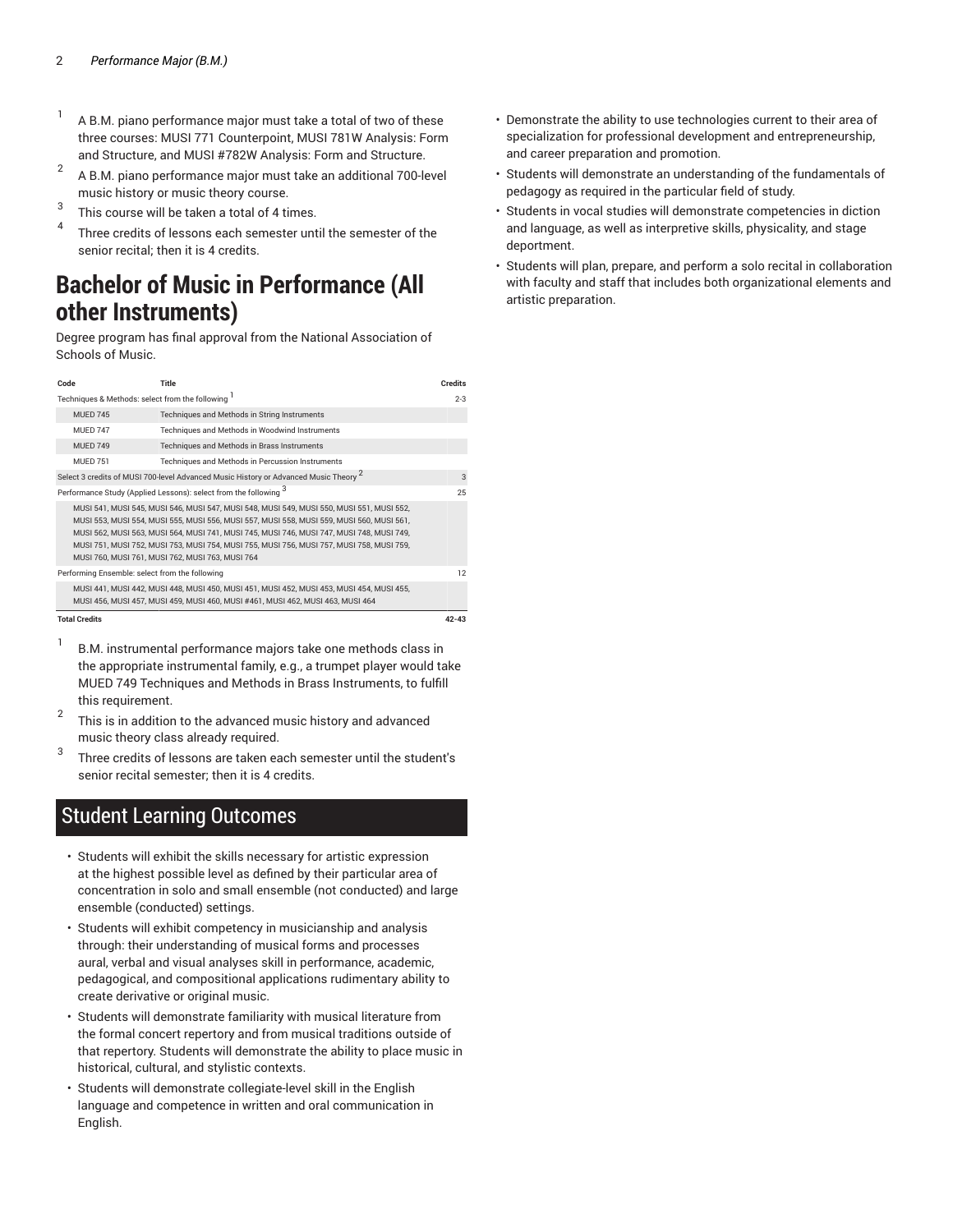1. A B.M. piano performance major must take a total of two of these three courses: MUSI 771 Counterpoint, MUSI 781W Analysis: Form and Structure, and MUSI #782W Analysis: Form and Structure.
2. A B.M. piano performance major must take an additional 700-level music history or music theory course.
3. This course will be taken a total of 4 times.
4. Three credits of lessons each semester until the semester of the senior recital; then it is 4 credits.

# Bachelor of Music in Performance (All other Instruments)

Degree program has final approval from the National Association of Schools of Music.

| Code | Title | Credits |
|---|---|---|
| Techniques & Methods: select from the following [1] | | 2-3 |
| MUED 745 | Techniques and Methods in String Instruments | |
| MUED 747 | Techniques and Methods in Woodwind Instruments | |
| MUED 749 | Techniques and Methods in Brass Instruments | |
| MUED 751 | Techniques and Methods in Percussion Instruments | |
| Select 3 credits of MUSI 700-level Advanced Music History or Advanced Music Theory [2] | | 3 |
| Performance Study (Applied Lessons): select from the following [3] | | 25 |
| MUSI 541, MUSI 545, MUSI 546, MUSI 547, MUSI 548, MUSI 549, MUSI 550, MUSI 551, MUSI 552, MUSI 553, MUSI 554, MUSI 555, MUSI 556, MUSI 557, MUSI 558, MUSI 559, MUSI 560, MUSI 561, MUSI 562, MUSI 563, MUSI 564, MUSI 741, MUSI 745, MUSI 746, MUSI 747, MUSI 748, MUSI 749, MUSI 751, MUSI 752, MUSI 753, MUSI 754, MUSI 755, MUSI 756, MUSI 757, MUSI 758, MUSI 759, MUSI 760, MUSI 761, MUSI 762, MUSI 763, MUSI 764 | | |
| Performing Ensemble: select from the following | | 12 |
| MUSI 441, MUSI 442, MUSI 448, MUSI 450, MUSI 451, MUSI 452, MUSI 453, MUSI 454, MUSI 455, MUSI 456, MUSI 457, MUSI 459, MUSI 460, MUSI #461, MUSI 462, MUSI 463, MUSI 464 | | |
| **Total Credits** | | **42-43** |

1. B.M. instrumental performance majors take one methods class in the appropriate instrumental family, e.g., a trumpet player would take MUED 749 Techniques and Methods in Brass Instruments, to fulfill this requirement.
2. This is in addition to the advanced music history and advanced music theory class already required.
3. Three credits of lessons are taken each semester until the student's senior recital semester; then it is 4 credits.

## Student Learning Outcomes

- Students will exhibit the skills necessary for artistic expression at the highest possible level as defined by their particular area of concentration in solo and small ensemble (not conducted) and large ensemble (conducted) settings.
- Students will exhibit competency in musicianship and analysis through: their understanding of musical forms and processes aural, verbal and visual analyses skill in performance, academic, pedagogical, and compositional applications rudimentary ability to create derivative or original music.
- Students will demonstrate familiarity with musical literature from the formal concert repertory and from musical traditions outside of that repertory. Students will demonstrate the ability to place music in historical, cultural, and stylistic contexts.
- Students will demonstrate collegiate-level skill in the English language and competence in written and oral communication in English.
- Demonstrate the ability to use technologies current to their area of specialization for professional development and entrepreneurship, and career preparation and promotion.
- Students will demonstrate an understanding of the fundamentals of pedagogy as required in the particular field of study.
- Students in vocal studies will demonstrate competencies in diction and language, as well as interpretive skills, physicality, and stage deportment.
- Students will plan, prepare, and perform a solo recital in collaboration with faculty and staff that includes both organizational elements and artistic preparation.